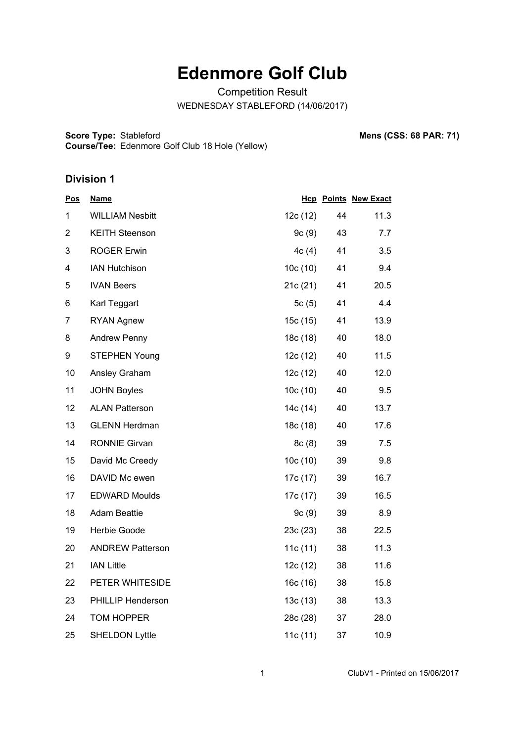# Edenmore Golf Club

Competition Result

WEDNESDAY STABLEFORD (14/06/2017)

**Score Type:** Stableford
**Course/Tee:** Edenmore Golf Club 18 Hole (Yellow)

**Mens (CSS: 68 PAR: 71)**

## Division 1

| Pos | Name | Hcp | Points | New Exact |
|---|---|---|---|---|
| 1 | WILLIAM Nesbitt | 12c (12) | 44 | 11.3 |
| 2 | KEITH Steenson | 9c (9) | 43 | 7.7 |
| 3 | ROGER Erwin | 4c (4) | 41 | 3.5 |
| 4 | IAN Hutchison | 10c (10) | 41 | 9.4 |
| 5 | IVAN Beers | 21c (21) | 41 | 20.5 |
| 6 | Karl Teggart | 5c (5) | 41 | 4.4 |
| 7 | RYAN Agnew | 15c (15) | 41 | 13.9 |
| 8 | Andrew Penny | 18c (18) | 40 | 18.0 |
| 9 | STEPHEN Young | 12c (12) | 40 | 11.5 |
| 10 | Ansley Graham | 12c (12) | 40 | 12.0 |
| 11 | JOHN Boyles | 10c (10) | 40 | 9.5 |
| 12 | ALAN Patterson | 14c (14) | 40 | 13.7 |
| 13 | GLENN Herdman | 18c (18) | 40 | 17.6 |
| 14 | RONNIE Girvan | 8c (8) | 39 | 7.5 |
| 15 | David Mc Creedy | 10c (10) | 39 | 9.8 |
| 16 | DAVID Mc ewen | 17c (17) | 39 | 16.7 |
| 17 | EDWARD Moulds | 17c (17) | 39 | 16.5 |
| 18 | Adam Beattie | 9c (9) | 39 | 8.9 |
| 19 | Herbie Goode | 23c (23) | 38 | 22.5 |
| 20 | ANDREW Patterson | 11c (11) | 38 | 11.3 |
| 21 | IAN Little | 12c (12) | 38 | 11.6 |
| 22 | PETER WHITESIDE | 16c (16) | 38 | 15.8 |
| 23 | PHILLIP Henderson | 13c (13) | 38 | 13.3 |
| 24 | TOM HOPPER | 28c (28) | 37 | 28.0 |
| 25 | SHELDON Lyttle | 11c (11) | 37 | 10.9 |

ClubV1 - Printed on 15/06/2017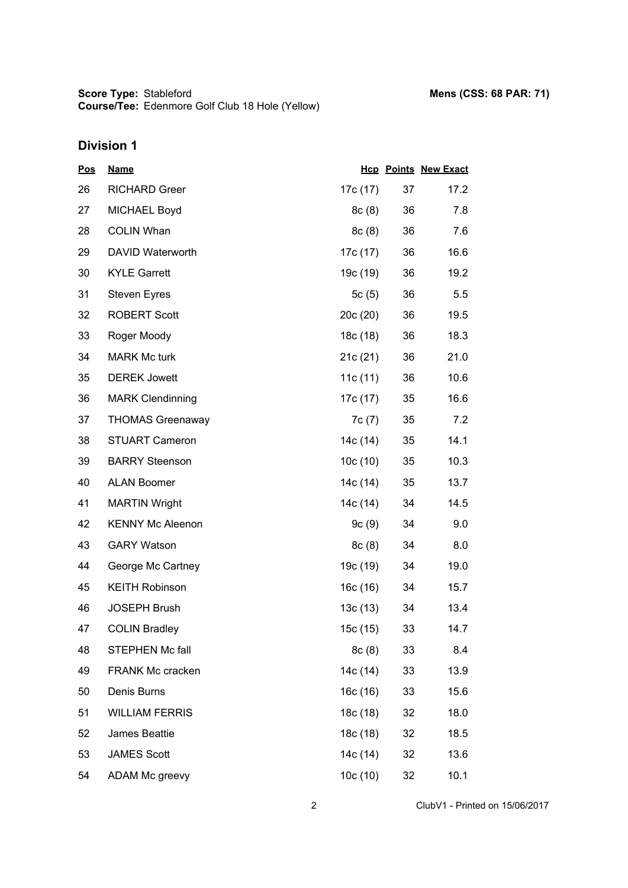**Score Type:** Stableford
**Course/Tee:** Edenmore Golf Club 18 Hole (Yellow)

**Mens (CSS: 68 PAR: 71)**

## Division 1

| Pos | Name | Hcp | Points | New Exact |
|---|---|---|---|---|
| 26 | RICHARD Greer | 17c (17) | 37 | 17.2 |
| 27 | MICHAEL Boyd | 8c (8) | 36 | 7.8 |
| 28 | COLIN Whan | 8c (8) | 36 | 7.6 |
| 29 | DAVID Waterworth | 17c (17) | 36 | 16.6 |
| 30 | KYLE Garrett | 19c (19) | 36 | 19.2 |
| 31 | Steven Eyres | 5c (5) | 36 | 5.5 |
| 32 | ROBERT Scott | 20c (20) | 36 | 19.5 |
| 33 | Roger Moody | 18c (18) | 36 | 18.3 |
| 34 | MARK Mc turk | 21c (21) | 36 | 21.0 |
| 35 | DEREK Jowett | 11c (11) | 36 | 10.6 |
| 36 | MARK Clendinning | 17c (17) | 35 | 16.6 |
| 37 | THOMAS Greenaway | 7c (7) | 35 | 7.2 |
| 38 | STUART Cameron | 14c (14) | 35 | 14.1 |
| 39 | BARRY Steenson | 10c (10) | 35 | 10.3 |
| 40 | ALAN Boomer | 14c (14) | 35 | 13.7 |
| 41 | MARTIN Wright | 14c (14) | 34 | 14.5 |
| 42 | KENNY Mc Aleenon | 9c (9) | 34 | 9.0 |
| 43 | GARY Watson | 8c (8) | 34 | 8.0 |
| 44 | George Mc Cartney | 19c (19) | 34 | 19.0 |
| 45 | KEITH Robinson | 16c (16) | 34 | 15.7 |
| 46 | JOSEPH Brush | 13c (13) | 34 | 13.4 |
| 47 | COLIN Bradley | 15c (15) | 33 | 14.7 |
| 48 | STEPHEN Mc fall | 8c (8) | 33 | 8.4 |
| 49 | FRANK Mc cracken | 14c (14) | 33 | 13.9 |
| 50 | Denis Burns | 16c (16) | 33 | 15.6 |
| 51 | WILLIAM FERRIS | 18c (18) | 32 | 18.0 |
| 52 | James Beattie | 18c (18) | 32 | 18.5 |
| 53 | JAMES Scott | 14c (14) | 32 | 13.6 |
| 54 | ADAM Mc greevy | 10c (10) | 32 | 10.1 |

ClubV1 - Printed on 15/06/2017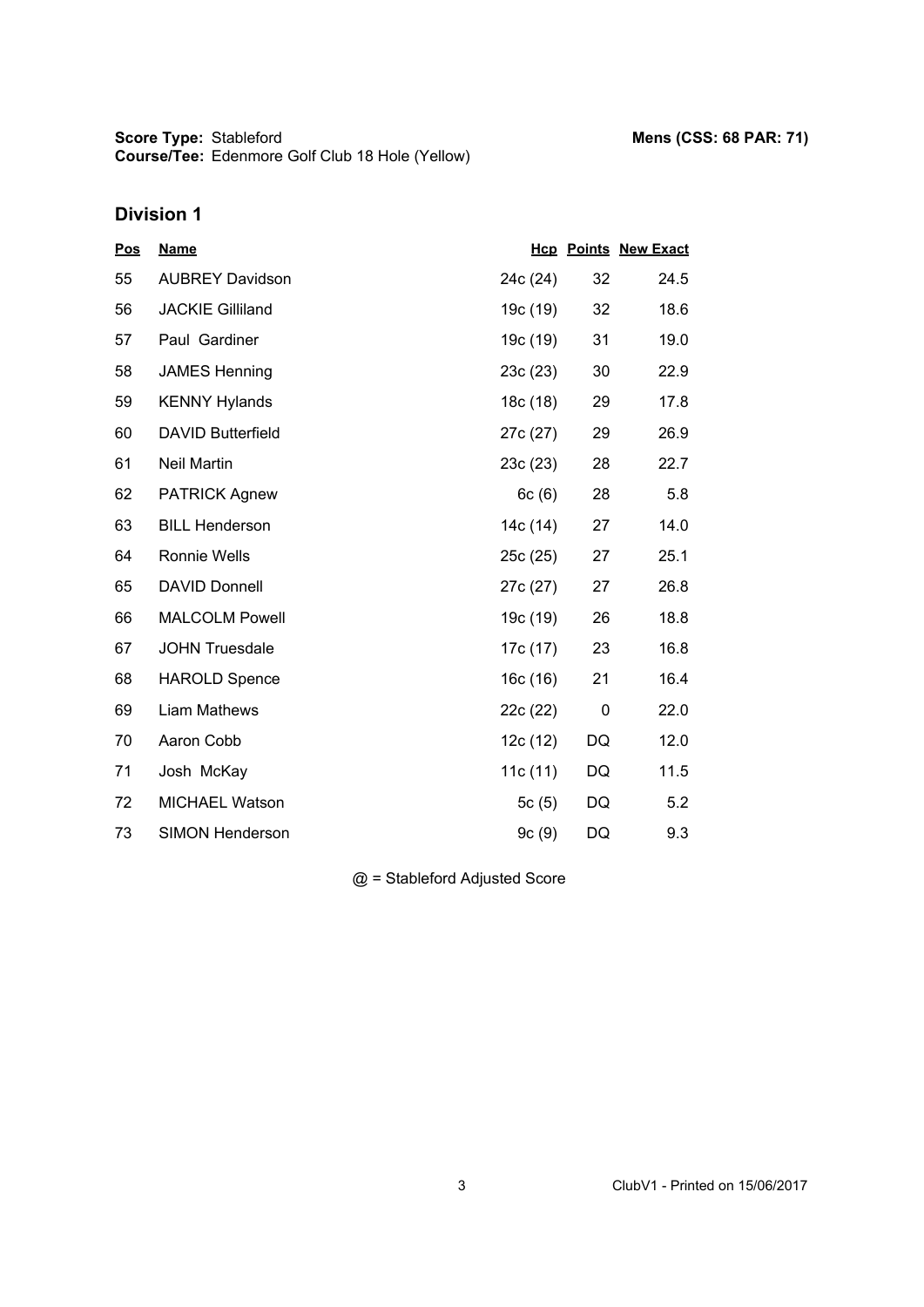**Score Type:** Stableford
**Course/Tee:** Edenmore Golf Club 18 Hole (Yellow)

**Mens (CSS: 68 PAR: 71)**

## Division 1

| Pos | Name | Hcp | Points | New Exact |
|---|---|---|---|---|
| 55 | AUBREY Davidson | 24c (24) | 32 | 24.5 |
| 56 | JACKIE Gilliland | 19c (19) | 32 | 18.6 |
| 57 | Paul Gardiner | 19c (19) | 31 | 19.0 |
| 58 | JAMES Henning | 23c (23) | 30 | 22.9 |
| 59 | KENNY Hylands | 18c (18) | 29 | 17.8 |
| 60 | DAVID Butterfield | 27c (27) | 29 | 26.9 |
| 61 | Neil Martin | 23c (23) | 28 | 22.7 |
| 62 | PATRICK Agnew | 6c (6) | 28 | 5.8 |
| 63 | BILL Henderson | 14c (14) | 27 | 14.0 |
| 64 | Ronnie Wells | 25c (25) | 27 | 25.1 |
| 65 | DAVID Donnell | 27c (27) | 27 | 26.8 |
| 66 | MALCOLM Powell | 19c (19) | 26 | 18.8 |
| 67 | JOHN Truesdale | 17c (17) | 23 | 16.8 |
| 68 | HAROLD Spence | 16c (16) | 21 | 16.4 |
| 69 | Liam Mathews | 22c (22) | 0 | 22.0 |
| 70 | Aaron Cobb | 12c (12) | DQ | 12.0 |
| 71 | Josh McKay | 11c (11) | DQ | 11.5 |
| 72 | MICHAEL Watson | 5c (5) | DQ | 5.2 |
| 73 | SIMON Henderson | 9c (9) | DQ | 9.3 |

@ = Stableford Adjusted Score

ClubV1 - Printed on 15/06/2017